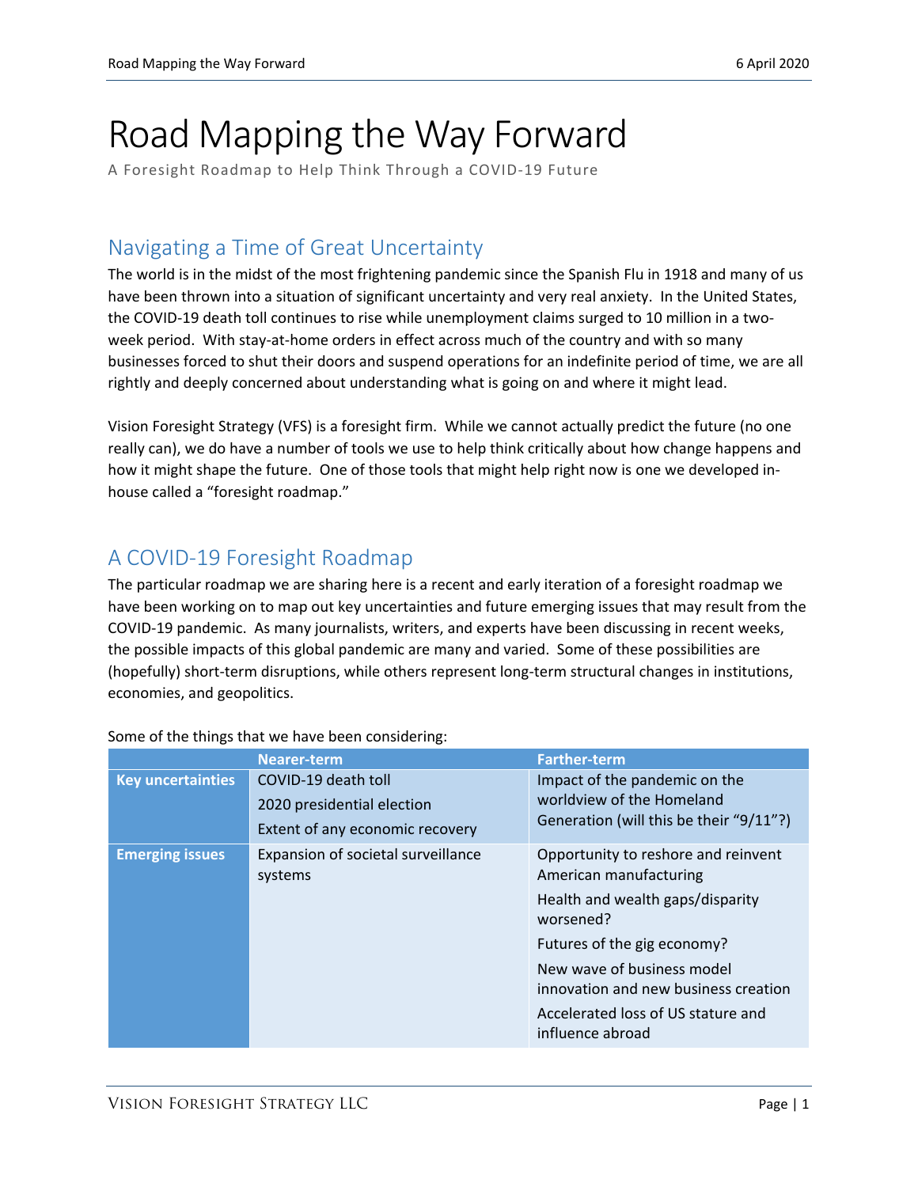# Road Mapping the Way Forward

A Foresight Roadmap to Help Think Through a COVID-19 Future

## Navigating a Time of Great Uncertainty

The world is in the midst of the most frightening pandemic since the Spanish Flu in 1918 and many of us have been thrown into a situation of significant uncertainty and very real anxiety. In the United States, the COVID-19 death toll continues to rise while unemployment claims surged to 10 million in a two-week period. With stay-at-home orders in effect across much of the country and with so many businesses forced to shut their doors and suspend operations for an indefinite period of time, we are all rightly and deeply concerned about understanding what is going on and where it might lead.

Vision Foresight Strategy (VFS) is a foresight firm. While we cannot actually predict the future (no one really can), we do have a number of tools we use to help think critically about how change happens and how it might shape the future. One of those tools that might help right now is one we developed in-house called a "foresight roadmap."

## A COVID-19 Foresight Roadmap

The particular roadmap we are sharing here is a recent and early iteration of a foresight roadmap we have been working on to map out key uncertainties and future emerging issues that may result from the COVID-19 pandemic. As many journalists, writers, and experts have been discussing in recent weeks, the possible impacts of this global pandemic are many and varied. Some of these possibilities are (hopefully) short-term disruptions, while others represent long-term structural changes in institutions, economies, and geopolitics.

Some of the things that we have been considering:

| | Nearer-term | Farther-term |
|---|---|---|
| **Key uncertainties** | COVID-19 death toll<br>2020 presidential election<br>Extent of any economic recovery | Impact of the pandemic on the worldview of the Homeland Generation (will this be their "9/11"?) |
| **Emerging issues** | Expansion of societal surveillance systems | Opportunity to reshore and reinvent American manufacturing<br>Health and wealth gaps/disparity worsened?<br>Futures of the gig economy?<br>New wave of business model innovation and new business creation<br>Accelerated loss of US stature and influence abroad |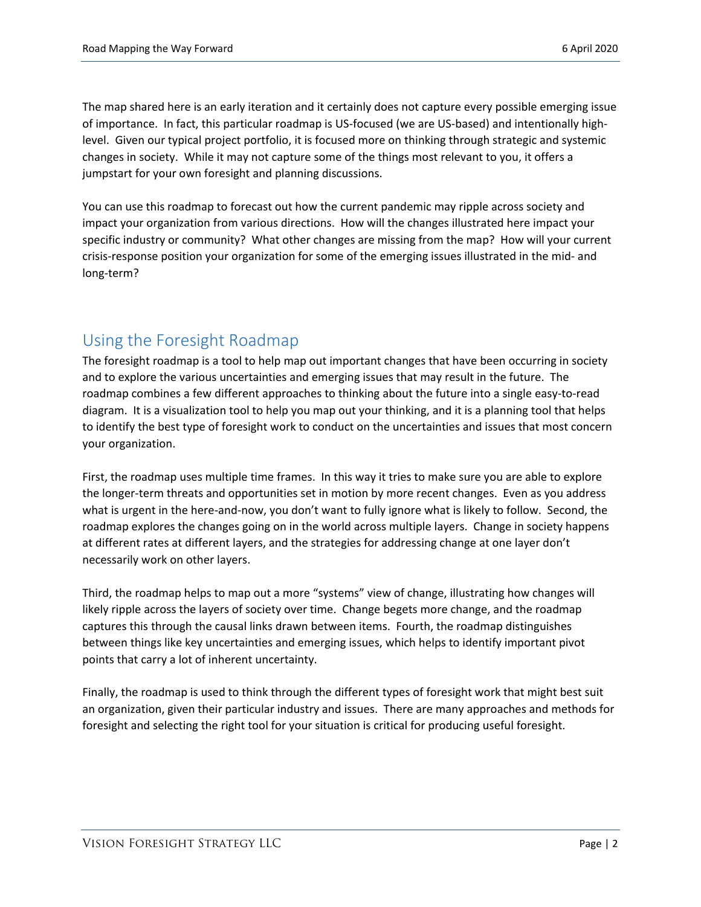The map shared here is an early iteration and it certainly does not capture every possible emerging issue of importance. In fact, this particular roadmap is US-focused (we are US-based) and intentionally high-level. Given our typical project portfolio, it is focused more on thinking through strategic and systemic changes in society. While it may not capture some of the things most relevant to you, it offers a jumpstart for your own foresight and planning discussions.

You can use this roadmap to forecast out how the current pandemic may ripple across society and impact your organization from various directions. How will the changes illustrated here impact your specific industry or community? What other changes are missing from the map? How will your current crisis-response position your organization for some of the emerging issues illustrated in the mid- and long-term?

## Using the Foresight Roadmap

The foresight roadmap is a tool to help map out important changes that have been occurring in society and to explore the various uncertainties and emerging issues that may result in the future. The roadmap combines a few different approaches to thinking about the future into a single easy-to-read diagram. It is a visualization tool to help you map out your thinking, and it is a planning tool that helps to identify the best type of foresight work to conduct on the uncertainties and issues that most concern your organization.

First, the roadmap uses multiple time frames. In this way it tries to make sure you are able to explore the longer-term threats and opportunities set in motion by more recent changes. Even as you address what is urgent in the here-and-now, you don't want to fully ignore what is likely to follow. Second, the roadmap explores the changes going on in the world across multiple layers. Change in society happens at different rates at different layers, and the strategies for addressing change at one layer don't necessarily work on other layers.

Third, the roadmap helps to map out a more "systems" view of change, illustrating how changes will likely ripple across the layers of society over time. Change begets more change, and the roadmap captures this through the causal links drawn between items. Fourth, the roadmap distinguishes between things like key uncertainties and emerging issues, which helps to identify important pivot points that carry a lot of inherent uncertainty.

Finally, the roadmap is used to think through the different types of foresight work that might best suit an organization, given their particular industry and issues. There are many approaches and methods for foresight and selecting the right tool for your situation is critical for producing useful foresight.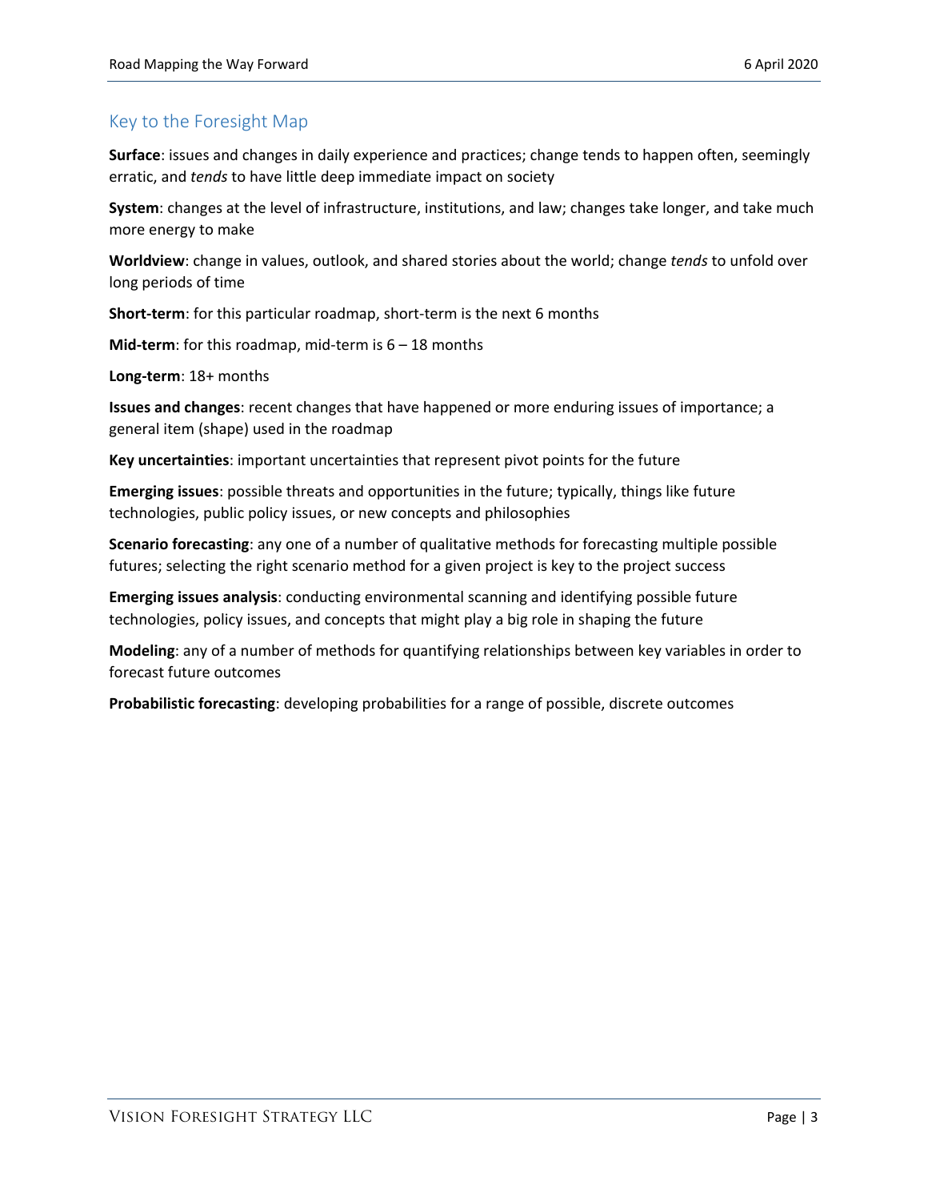## Key to the Foresight Map

**Surface**: issues and changes in daily experience and practices; change tends to happen often, seemingly erratic, and *tends* to have little deep immediate impact on society

**System**: changes at the level of infrastructure, institutions, and law; changes take longer, and take much more energy to make

**Worldview**: change in values, outlook, and shared stories about the world; change *tends* to unfold over long periods of time

**Short-term**: for this particular roadmap, short-term is the next 6 months

**Mid-term**: for this roadmap, mid-term is 6 – 18 months

**Long-term**: 18+ months

**Issues and changes**: recent changes that have happened or more enduring issues of importance; a general item (shape) used in the roadmap

**Key uncertainties**: important uncertainties that represent pivot points for the future

**Emerging issues**: possible threats and opportunities in the future; typically, things like future technologies, public policy issues, or new concepts and philosophies

**Scenario forecasting**: any one of a number of qualitative methods for forecasting multiple possible futures; selecting the right scenario method for a given project is key to the project success

**Emerging issues analysis**: conducting environmental scanning and identifying possible future technologies, policy issues, and concepts that might play a big role in shaping the future

**Modeling**: any of a number of methods for quantifying relationships between key variables in order to forecast future outcomes

**Probabilistic forecasting**: developing probabilities for a range of possible, discrete outcomes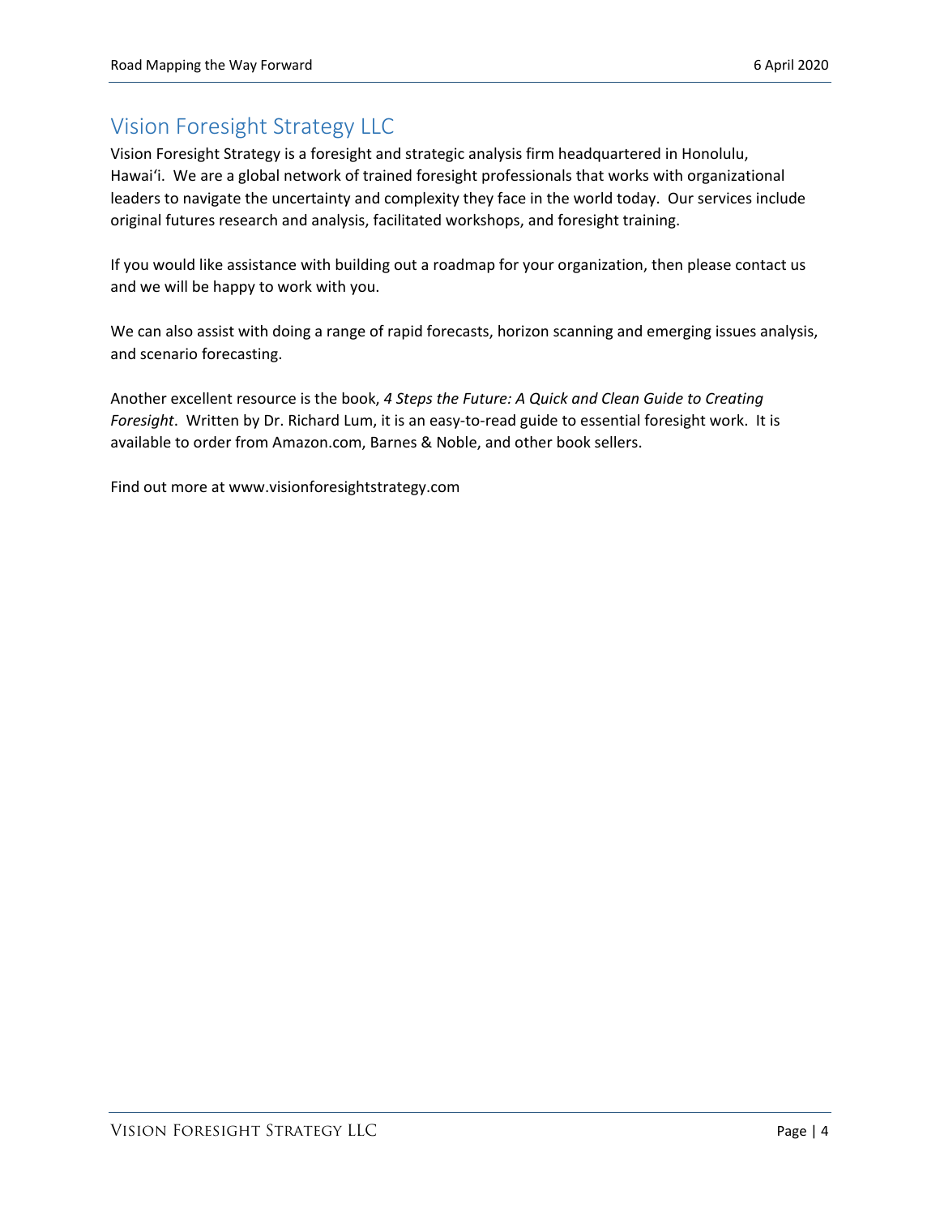## Vision Foresight Strategy LLC

Vision Foresight Strategy is a foresight and strategic analysis firm headquartered in Honolulu, Hawaiʻi. We are a global network of trained foresight professionals that works with organizational leaders to navigate the uncertainty and complexity they face in the world today. Our services include original futures research and analysis, facilitated workshops, and foresight training.

If you would like assistance with building out a roadmap for your organization, then please contact us and we will be happy to work with you.

We can also assist with doing a range of rapid forecasts, horizon scanning and emerging issues analysis, and scenario forecasting.

Another excellent resource is the book, *4 Steps the Future: A Quick and Clean Guide to Creating Foresight*. Written by Dr. Richard Lum, it is an easy-to-read guide to essential foresight work. It is available to order from Amazon.com, Barnes & Noble, and other book sellers.

Find out more at www.visionforesightstrategy.com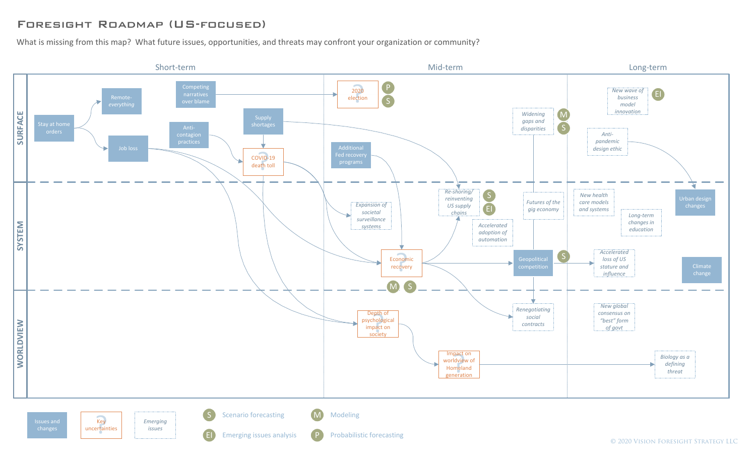# Foresight Roadmap (US-focused)

What is missing from this map? What future issues, opportunities, and threats may confront your organization or community?

Short-term

Mid-term

Long-term

SURFACE

SYSTEM

WORLDVIEW

Stay at home orders

Remote-everything

Job loss

Competing narratives over blame

Anti-contagion practices

Supply shortages

COVID-19 death toll

2020 election

P

S

Additional Fed recovery programs

Widening gaps and disparities

M

S

New wave of business model innovation

EI

Anti-pandemic design ethic

Expansion of societal surveillance systems

Re-shoring/ reinventing US supply chains

S

EI

Accelerated adoption of automation

Futures of the gig economy

New health care models and systems

Long-term changes in education

Urban design changes

Economic recovery

M

S

Geopolitical competition

S

Accelerated loss of US stature and influence

Climate change

Depth of psychological impact on society

Renegotiating social contracts

New global consensus on "best" form of govt

Impact on worldview of Homeland generation

Biology as a defining threat

Issues and changes

Key uncertainties

Emerging issues

S Scenario forecasting

EI Emerging issues analysis

M Modeling

P Probabilistic forecasting

© 2020 Vision Foresight Strategy LLC